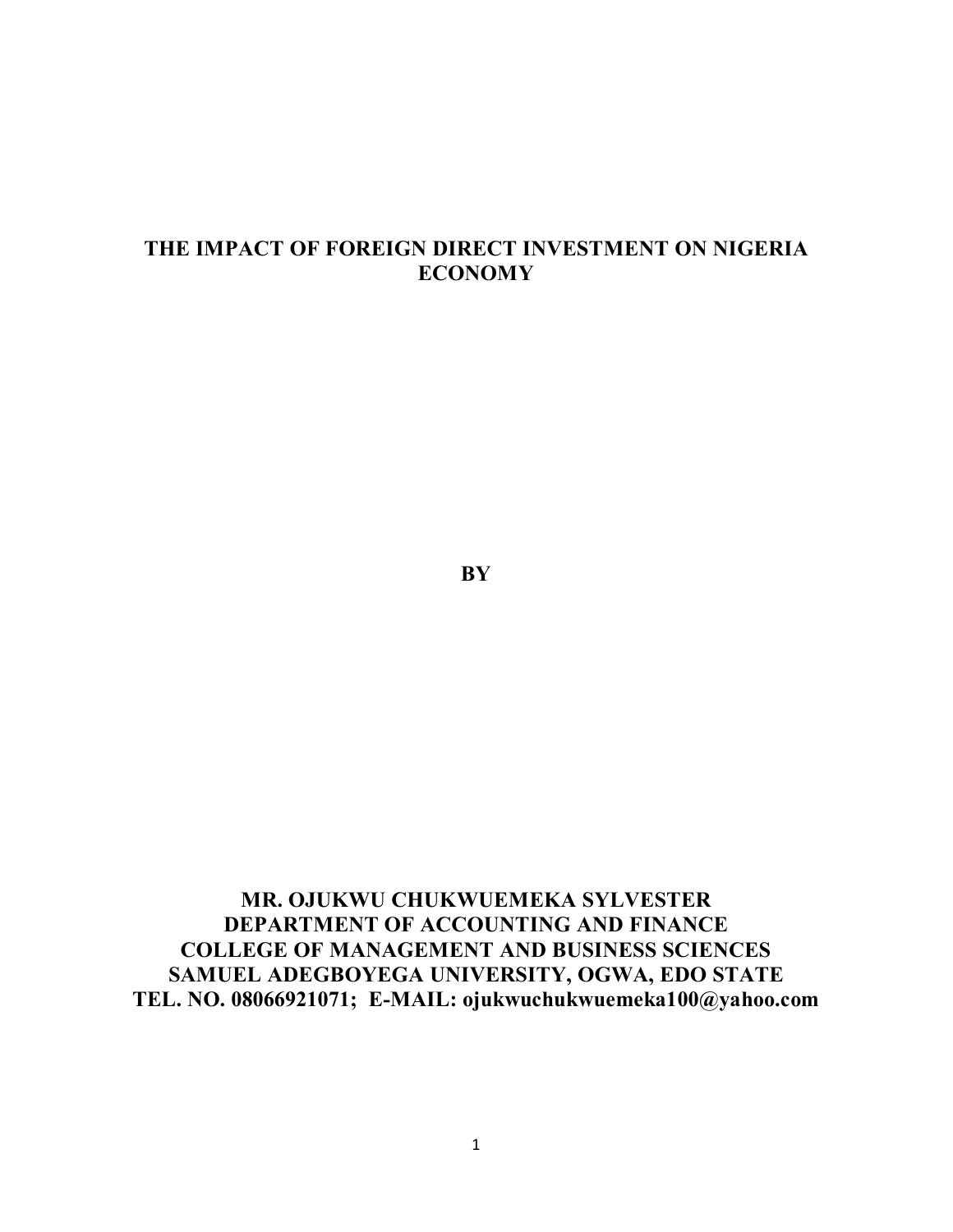# THE IMPACT OF FOREIGN DIRECT INVESTMENT ON NIGERIA ECONOMY

**BY**

**MR. OJUKWU CHUKWUEMEKA SYLVESTER**
**DEPARTMENT OF ACCOUNTING AND FINANCE**
**COLLEGE OF MANAGEMENT AND BUSINESS SCIENCES**
**SAMUEL ADEGBOYEGA UNIVERSITY, OGWA, EDO STATE**
**TEL. NO. 08066921071; E-MAIL: ojukwuchukwuemeka100@yahoo.com**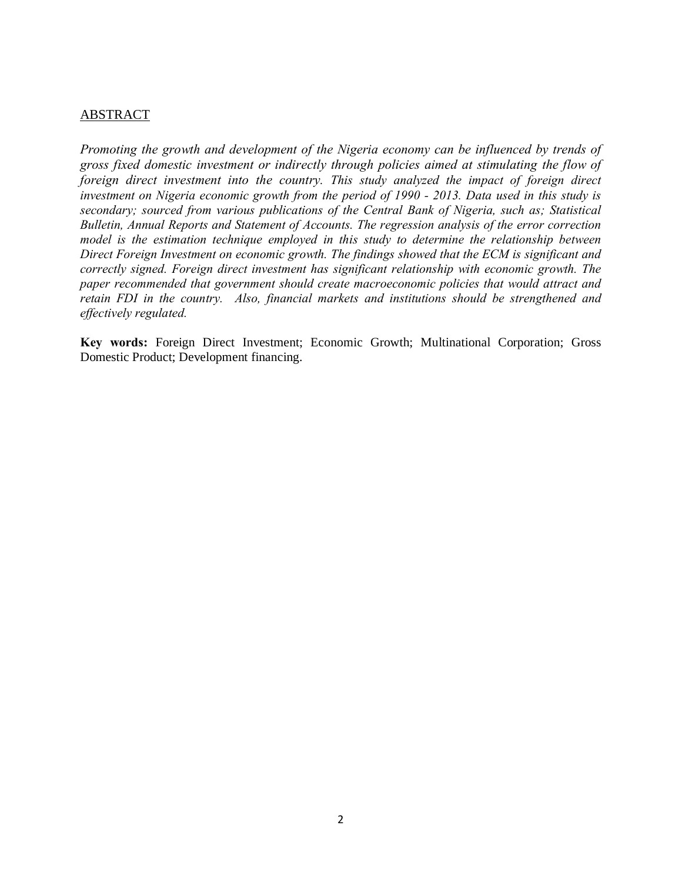## ABSTRACT

*Promoting the growth and development of the Nigeria economy can be influenced by trends of gross fixed domestic investment or indirectly through policies aimed at stimulating the flow of foreign direct investment into the country. This study analyzed the impact of foreign direct investment on Nigeria economic growth from the period of 1990 - 2013. Data used in this study is secondary; sourced from various publications of the Central Bank of Nigeria, such as; Statistical Bulletin, Annual Reports and Statement of Accounts. The regression analysis of the error correction model is the estimation technique employed in this study to determine the relationship between Direct Foreign Investment on economic growth. The findings showed that the ECM is significant and correctly signed. Foreign direct investment has significant relationship with economic growth. The paper recommended that government should create macroeconomic policies that would attract and retain FDI in the country. Also, financial markets and institutions should be strengthened and effectively regulated.*

**Key words:** Foreign Direct Investment; Economic Growth; Multinational Corporation; Gross Domestic Product; Development financing.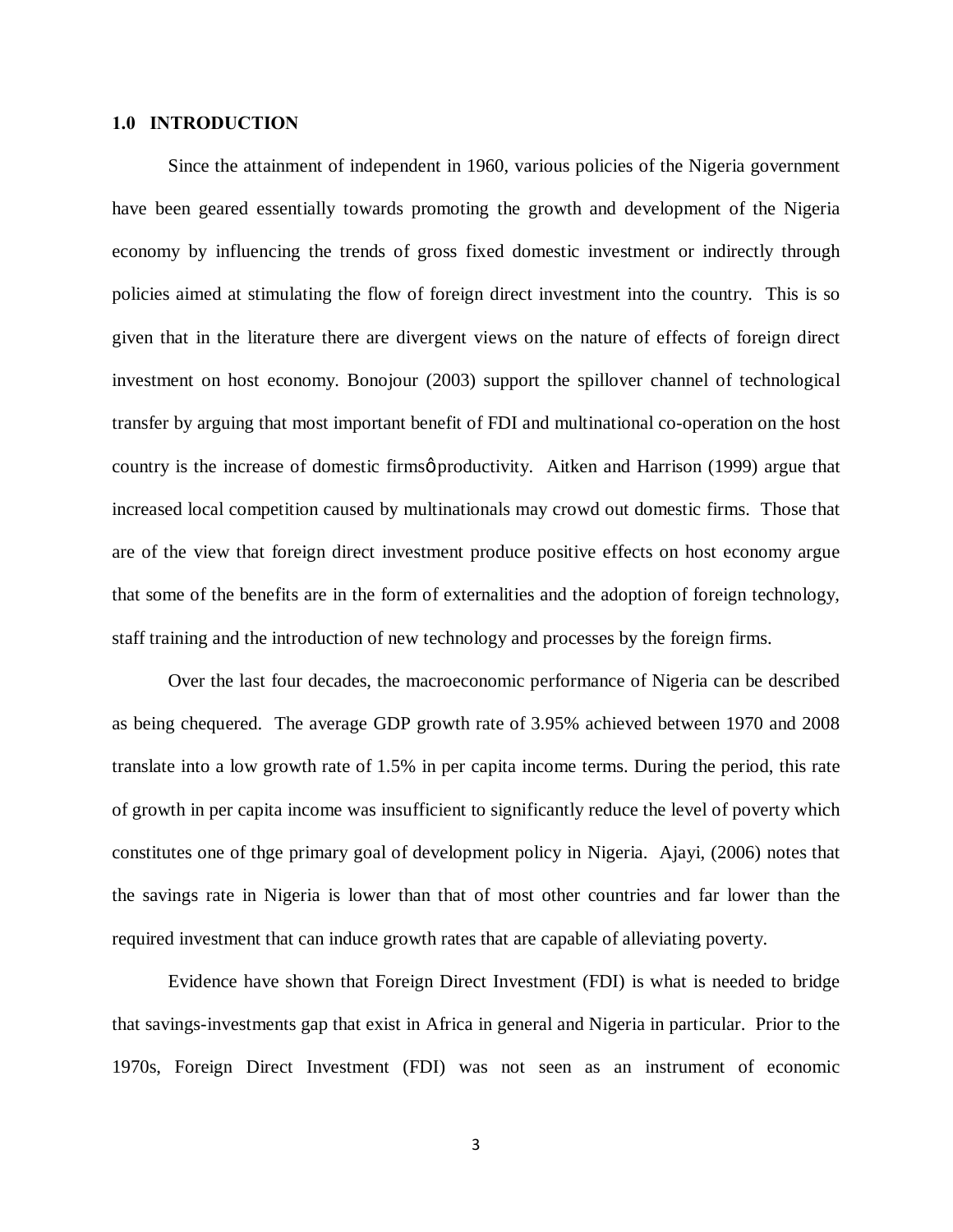### 1.0 INTRODUCTION

Since the attainment of independent in 1960, various policies of the Nigeria government have been geared essentially towards promoting the growth and development of the Nigeria economy by influencing the trends of gross fixed domestic investment or indirectly through policies aimed at stimulating the flow of foreign direct investment into the country. This is so given that in the literature there are divergent views on the nature of effects of foreign direct investment on host economy. Bonojour (2003) support the spillover channel of technological transfer by arguing that most important benefit of FDI and multinational co-operation on the host country is the increase of domestic firmsø productivity. Aitken and Harrison (1999) argue that increased local competition caused by multinationals may crowd out domestic firms. Those that are of the view that foreign direct investment produce positive effects on host economy argue that some of the benefits are in the form of externalities and the adoption of foreign technology, staff training and the introduction of new technology and processes by the foreign firms.

Over the last four decades, the macroeconomic performance of Nigeria can be described as being chequered. The average GDP growth rate of 3.95% achieved between 1970 and 2008 translate into a low growth rate of 1.5% in per capita income terms. During the period, this rate of growth in per capita income was insufficient to significantly reduce the level of poverty which constitutes one of thge primary goal of development policy in Nigeria. Ajayi, (2006) notes that the savings rate in Nigeria is lower than that of most other countries and far lower than the required investment that can induce growth rates that are capable of alleviating poverty.

Evidence have shown that Foreign Direct Investment (FDI) is what is needed to bridge that savings-investments gap that exist in Africa in general and Nigeria in particular. Prior to the 1970s, Foreign Direct Investment (FDI) was not seen as an instrument of economic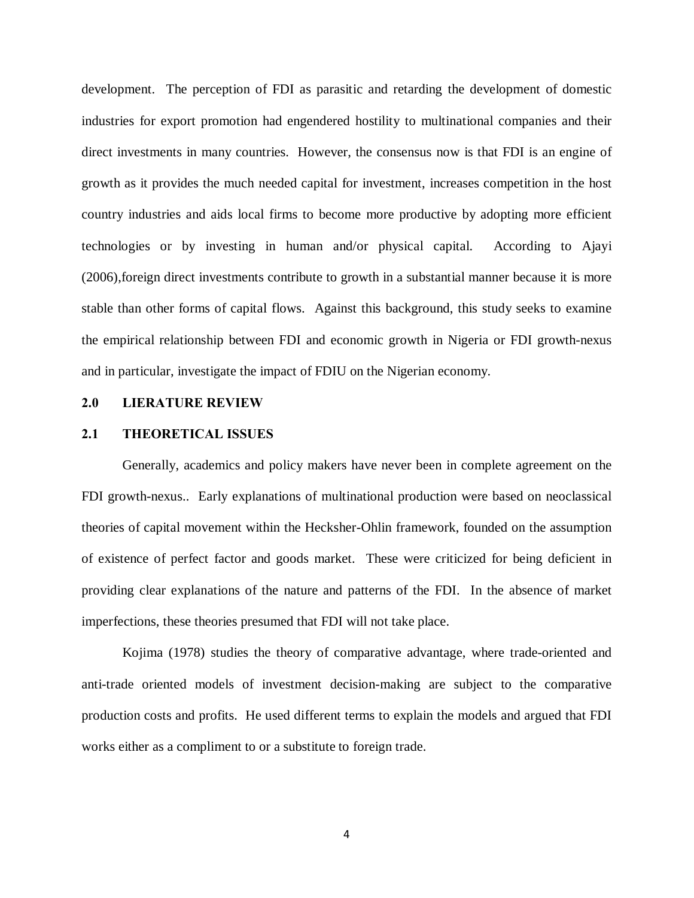development. The perception of FDI as parasitic and retarding the development of domestic industries for export promotion had engendered hostility to multinational companies and their direct investments in many countries. However, the consensus now is that FDI is an engine of growth as it provides the much needed capital for investment, increases competition in the host country industries and aids local firms to become more productive by adopting more efficient technologies or by investing in human and/or physical capital. According to Ajayi (2006),foreign direct investments contribute to growth in a substantial manner because it is more stable than other forms of capital flows. Against this background, this study seeks to examine the empirical relationship between FDI and economic growth in Nigeria or FDI growth-nexus and in particular, investigate the impact of FDIU on the Nigerian economy.

## 2.0 LIERATURE REVIEW

### 2.1 THEORETICAL ISSUES

Generally, academics and policy makers have never been in complete agreement on the FDI growth-nexus.. Early explanations of multinational production were based on neoclassical theories of capital movement within the Hecksher-Ohlin framework, founded on the assumption of existence of perfect factor and goods market. These were criticized for being deficient in providing clear explanations of the nature and patterns of the FDI. In the absence of market imperfections, these theories presumed that FDI will not take place.

Kojima (1978) studies the theory of comparative advantage, where trade-oriented and anti-trade oriented models of investment decision-making are subject to the comparative production costs and profits. He used different terms to explain the models and argued that FDI works either as a compliment to or a substitute to foreign trade.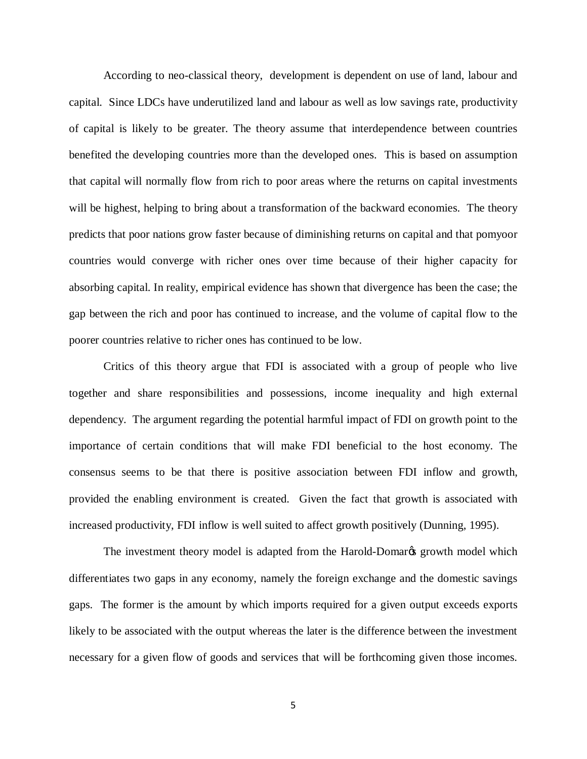According to neo-classical theory, development is dependent on use of land, labour and capital. Since LDCs have underutilized land and labour as well as low savings rate, productivity of capital is likely to be greater. The theory assume that interdependence between countries benefited the developing countries more than the developed ones. This is based on assumption that capital will normally flow from rich to poor areas where the returns on capital investments will be highest, helping to bring about a transformation of the backward economies. The theory predicts that poor nations grow faster because of diminishing returns on capital and that pomyoor countries would converge with richer ones over time because of their higher capacity for absorbing capital. In reality, empirical evidence has shown that divergence has been the case; the gap between the rich and poor has continued to increase, and the volume of capital flow to the poorer countries relative to richer ones has continued to be low.

Critics of this theory argue that FDI is associated with a group of people who live together and share responsibilities and possessions, income inequality and high external dependency. The argument regarding the potential harmful impact of FDI on growth point to the importance of certain conditions that will make FDI beneficial to the host economy. The consensus seems to be that there is positive association between FDI inflow and growth, provided the enabling environment is created. Given the fact that growth is associated with increased productivity, FDI inflow is well suited to affect growth positively (Dunning, 1995).

The investment theory model is adapted from the Harold-Domar's growth model which differentiates two gaps in any economy, namely the foreign exchange and the domestic savings gaps. The former is the amount by which imports required for a given output exceeds exports likely to be associated with the output whereas the later is the difference between the investment necessary for a given flow of goods and services that will be forthcoming given those incomes.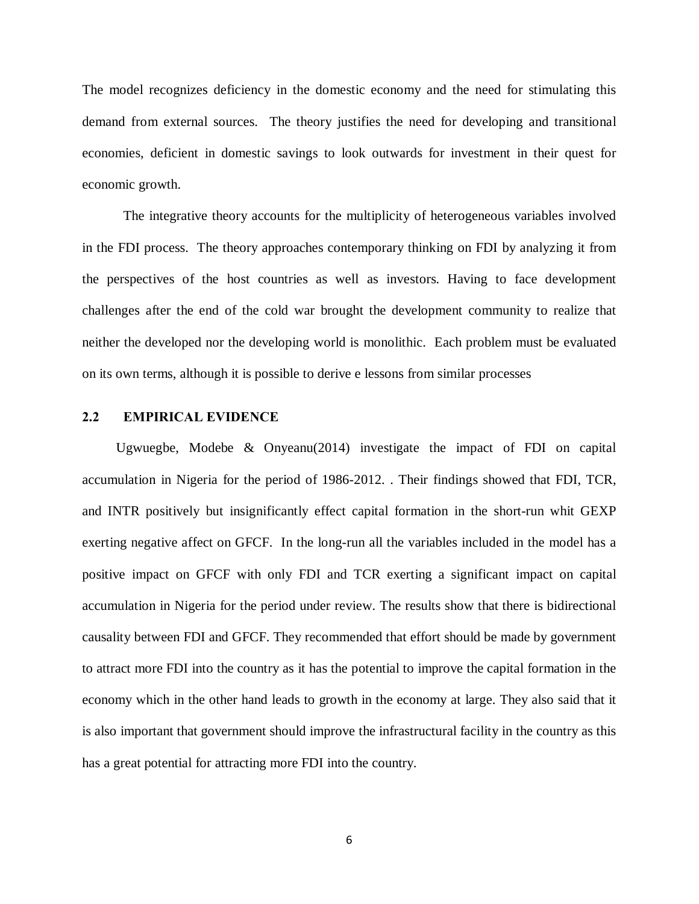The model recognizes deficiency in the domestic economy and the need for stimulating this demand from external sources. The theory justifies the need for developing and transitional economies, deficient in domestic savings to look outwards for investment in their quest for economic growth.

The integrative theory accounts for the multiplicity of heterogeneous variables involved in the FDI process. The theory approaches contemporary thinking on FDI by analyzing it from the perspectives of the host countries as well as investors. Having to face development challenges after the end of the cold war brought the development community to realize that neither the developed nor the developing world is monolithic. Each problem must be evaluated on its own terms, although it is possible to derive e lessons from similar processes

## 2.2 EMPIRICAL EVIDENCE

Ugwuegbe, Modebe & Onyeanu(2014) investigate the impact of FDI on capital accumulation in Nigeria for the period of 1986-2012. . Their findings showed that FDI, TCR, and INTR positively but insignificantly effect capital formation in the short-run whit GEXP exerting negative affect on GFCF. In the long-run all the variables included in the model has a positive impact on GFCF with only FDI and TCR exerting a significant impact on capital accumulation in Nigeria for the period under review. The results show that there is bidirectional causality between FDI and GFCF. They recommended that effort should be made by government to attract more FDI into the country as it has the potential to improve the capital formation in the economy which in the other hand leads to growth in the economy at large. They also said that it is also important that government should improve the infrastructural facility in the country as this has a great potential for attracting more FDI into the country.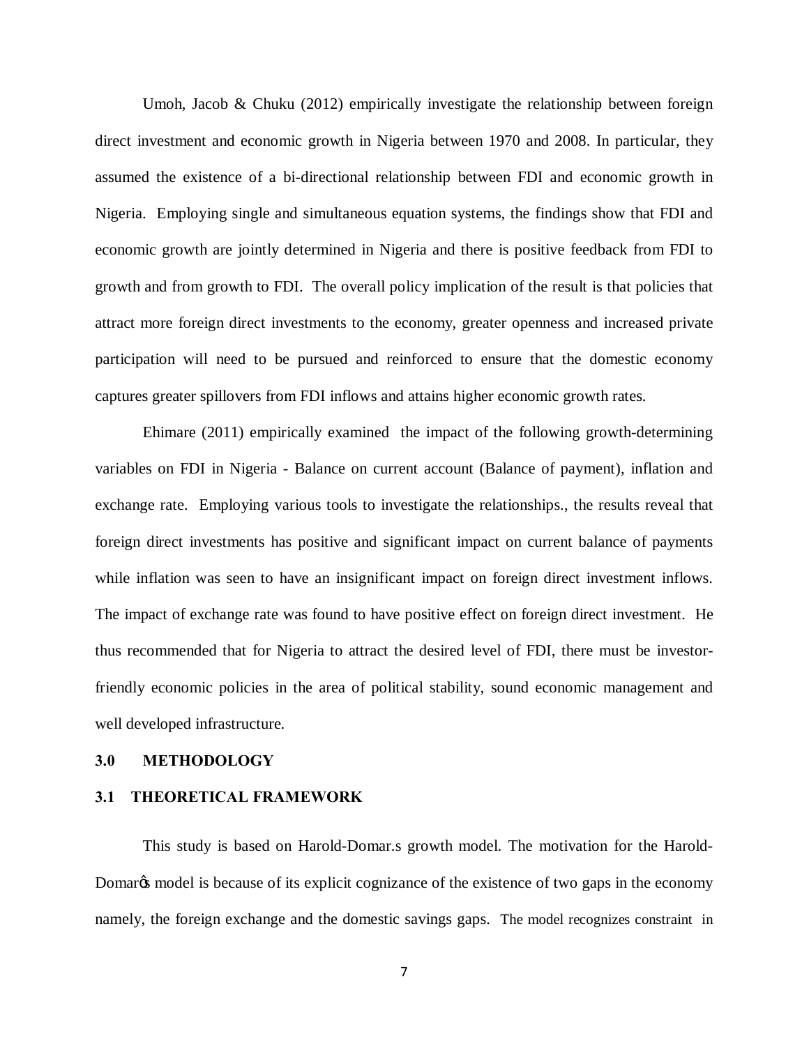Umoh, Jacob & Chuku (2012) empirically investigate the relationship between foreign direct investment and economic growth in Nigeria between 1970 and 2008. In particular, they assumed the existence of a bi-directional relationship between FDI and economic growth in Nigeria. Employing single and simultaneous equation systems, the findings show that FDI and economic growth are jointly determined in Nigeria and there is positive feedback from FDI to growth and from growth to FDI. The overall policy implication of the result is that policies that attract more foreign direct investments to the economy, greater openness and increased private participation will need to be pursued and reinforced to ensure that the domestic economy captures greater spillovers from FDI inflows and attains higher economic growth rates.

Ehimare (2011) empirically examined the impact of the following growth-determining variables on FDI in Nigeria - Balance on current account (Balance of payment), inflation and exchange rate. Employing various tools to investigate the relationships., the results reveal that foreign direct investments has positive and significant impact on current balance of payments while inflation was seen to have an insignificant impact on foreign direct investment inflows. The impact of exchange rate was found to have positive effect on foreign direct investment. He thus recommended that for Nigeria to attract the desired level of FDI, there must be investor-friendly economic policies in the area of political stability, sound economic management and well developed infrastructure.

## 3.0 METHODOLOGY

### 3.1 THEORETICAL FRAMEWORK

This study is based on Harold-Domar.s growth model. The motivation for the Harold-Domarǿs model is because of its explicit cognizance of the existence of two gaps in the economy namely, the foreign exchange and the domestic savings gaps. The model recognizes constraint in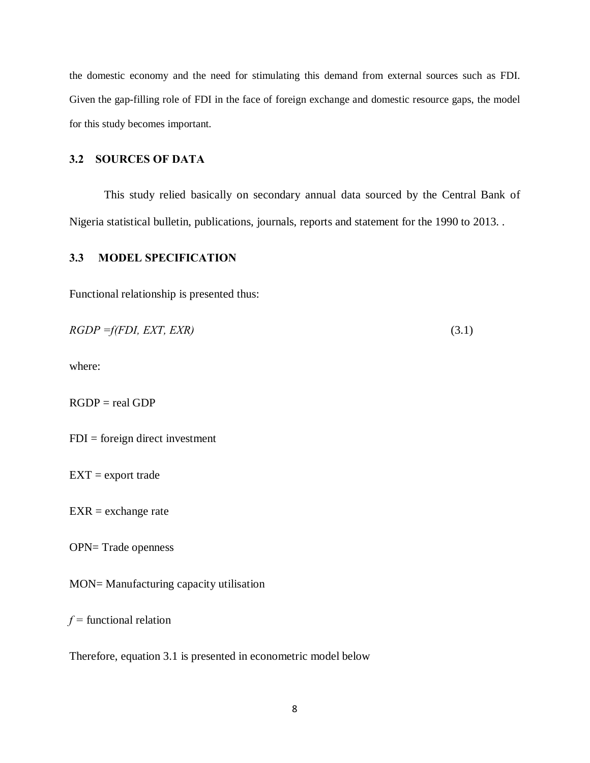the domestic economy and the need for stimulating this demand from external sources such as FDI. Given the gap-filling role of FDI in the face of foreign exchange and domestic resource gaps, the model for this study becomes important.

### 3.2 SOURCES OF DATA

This study relied basically on secondary annual data sourced by the Central Bank of Nigeria statistical bulletin, publications, journals, reports and statement for the 1990 to 2013. .

### 3.3 MODEL SPECIFICATION

Functional relationship is presented thus:

$$RGDP = f(FDI, EXT, EXR) \tag{3.1}$$

where:

RGDP = real GDP

FDI = foreign direct investment

EXT = export trade

EXR = exchange rate

OPN= Trade openness

MON= Manufacturing capacity utilisation

$f$ = functional relation

Therefore, equation 3.1 is presented in econometric model below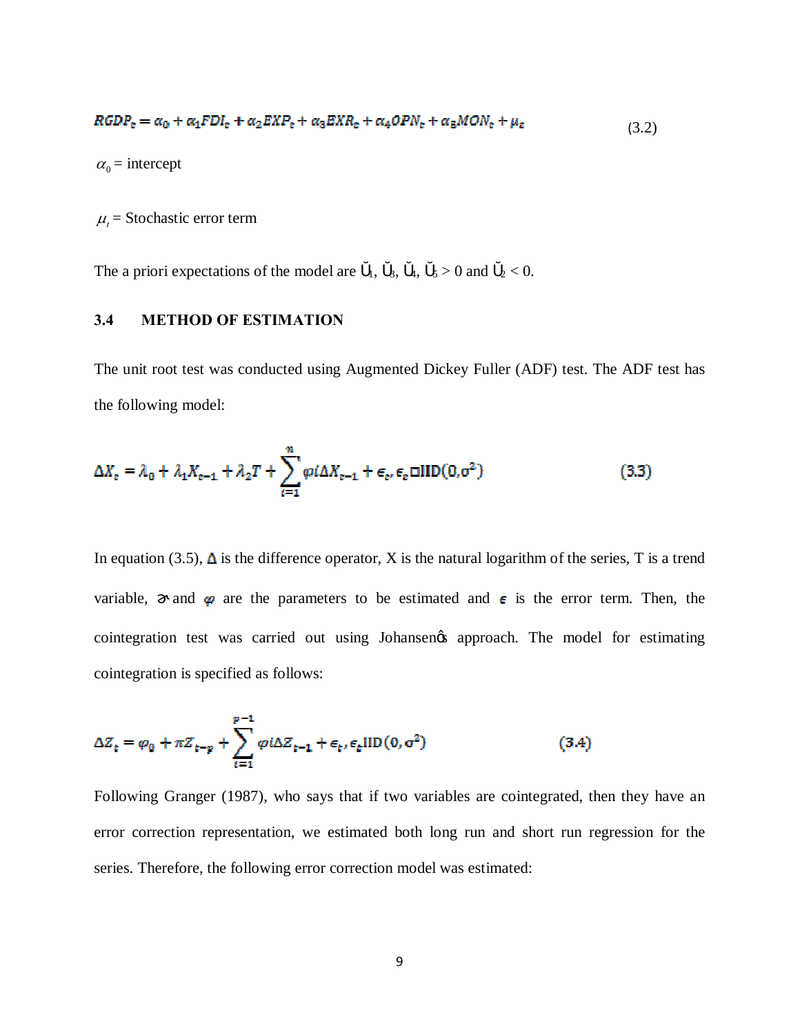$$RGDP_t = \alpha_0 + \alpha_1 FDI_t + \alpha_2 EXP_t + \alpha_3 EXR_t + \alpha_4 OPN_t + \alpha_5 MON_t + \mu_t \tag{3.2}$$

$\alpha_0$ = intercept

$\mu_t$ = Stochastic error term

The a priori expectations of the model are Ŭ1, Ŭ3, Ŭ4, Ŭ5 > 0 and Ŭ2 < 0.

### 3.4 METHOD OF ESTIMATION

The unit root test was conducted using Augmented Dickey Fuller (ADF) test. The ADF test has the following model:

$$\Delta X_t = \lambda_0 + \lambda_1 X_{t-1} + \lambda_2 T + \sum_{i=1}^{n} \varphi i \Delta X_{t-1} + \epsilon_t, \epsilon_t \square \text{IID}(0, \sigma^2) \tag{3.3}$$

In equation (3.5), $\Delta$ is the difference operator, X is the natural logarithm of the series, T is a trend variable, $\lambda$ and $\varphi$ are the parameters to be estimated and $\epsilon$ is the error term. Then, the cointegration test was carried out using Johansenøs approach. The model for estimating cointegration is specified as follows:

$$\Delta Z_t = \varphi_0 + \pi Z_{t-p} + \sum_{i=1}^{p-1} \varphi i \Delta Z_{t-1} + \epsilon_t, \epsilon_t \text{IID}(0, \sigma^2) \tag{3.4}$$

Following Granger (1987), who says that if two variables are cointegrated, then they have an error correction representation, we estimated both long run and short run regression for the series. Therefore, the following error correction model was estimated: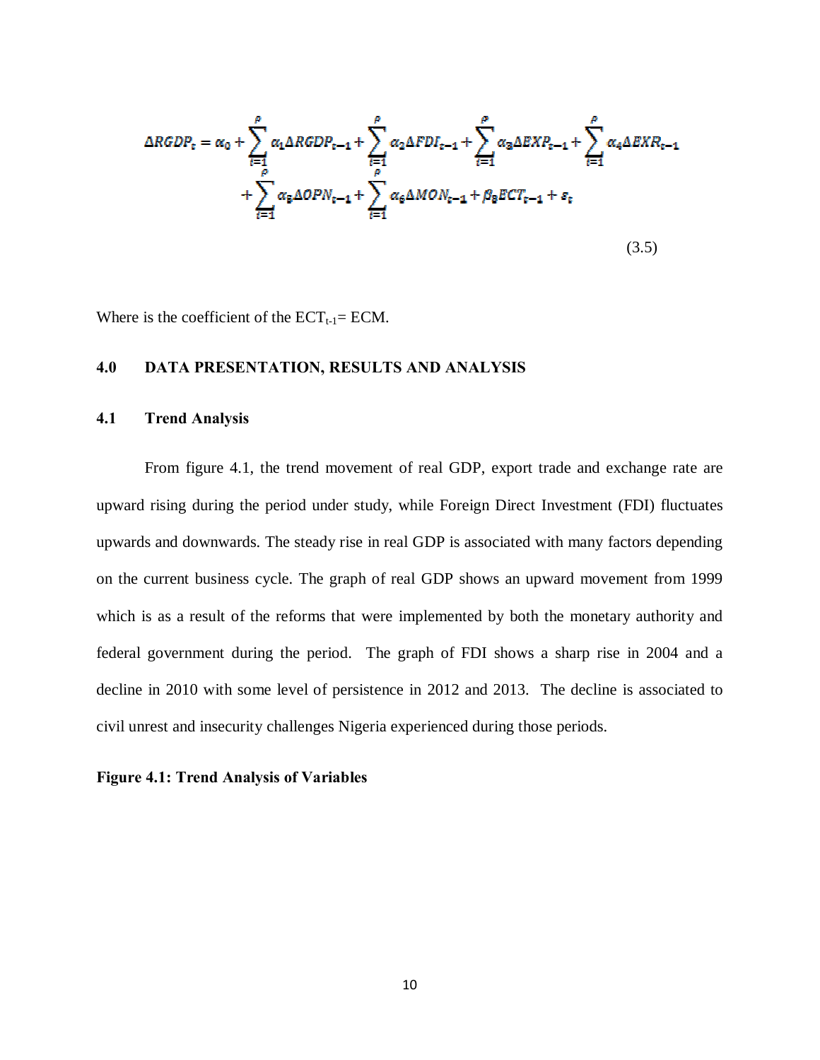$$\Delta RGDP_t = \alpha_0 + \sum_{i=1}^{p} \alpha_1 \Delta RGDP_{t-1} + \sum_{i=1}^{p} \alpha_2 \Delta FDI_{t-1} + \sum_{i=1}^{p} \alpha_3 \Delta EXP_{t-1} + \sum_{i=1}^{p} \alpha_4 \Delta EXR_{t-1} + \sum_{i=1}^{p} \alpha_5 \Delta OPN_{t-1} + \sum_{i=1}^{p} \alpha_6 \Delta MON_{t-1} + \beta_8 ECT_{t-1} + \varepsilon_t \tag{3.5}$$

Where is the coefficient of the $ECT_{t-1}$= ECM.

## 4.0 DATA PRESENTATION, RESULTS AND ANALYSIS

### 4.1 Trend Analysis

From figure 4.1, the trend movement of real GDP, export trade and exchange rate are upward rising during the period under study, while Foreign Direct Investment (FDI) fluctuates upwards and downwards. The steady rise in real GDP is associated with many factors depending on the current business cycle. The graph of real GDP shows an upward movement from 1999 which is as a result of the reforms that were implemented by both the monetary authority and federal government during the period. The graph of FDI shows a sharp rise in 2004 and a decline in 2010 with some level of persistence in 2012 and 2013. The decline is associated to civil unrest and insecurity challenges Nigeria experienced during those periods.

**Figure 4.1: Trend Analysis of Variables**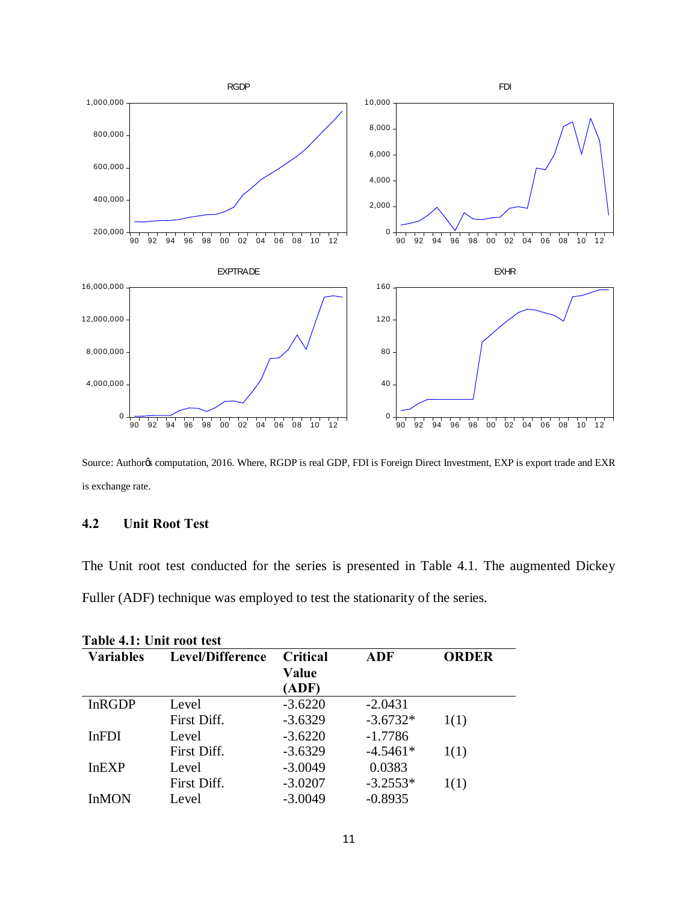Source: Authorφs computation, 2016. Where, RGDP is real GDP, FDI is Foreign Direct Investment, EXP is export trade and EXR is exchange rate.

### 4.2 Unit Root Test

The Unit root test conducted for the series is presented in Table 4.1. The augmented Dickey Fuller (ADF) technique was employed to test the stationarity of the series.

**Table 4.1: Unit root test**

| Variables | Level/Difference | Critical Value (ADF) | ADF | ORDER |
|---|---|---|---|---|
| lnRGDP | Level | -3.6220 | -2.0431 | |
| | First Diff. | -3.6329 | -3.6732* | 1(1) |
| lnFDI | Level | -3.6220 | -1.7786 | |
| | First Diff. | -3.6329 | -4.5461* | 1(1) |
| lnEXP | Level | -3.0049 | 0.0383 | |
| | First Diff. | -3.0207 | -3.2553* | 1(1) |
| lnMON | Level | -3.0049 | -0.8935 | |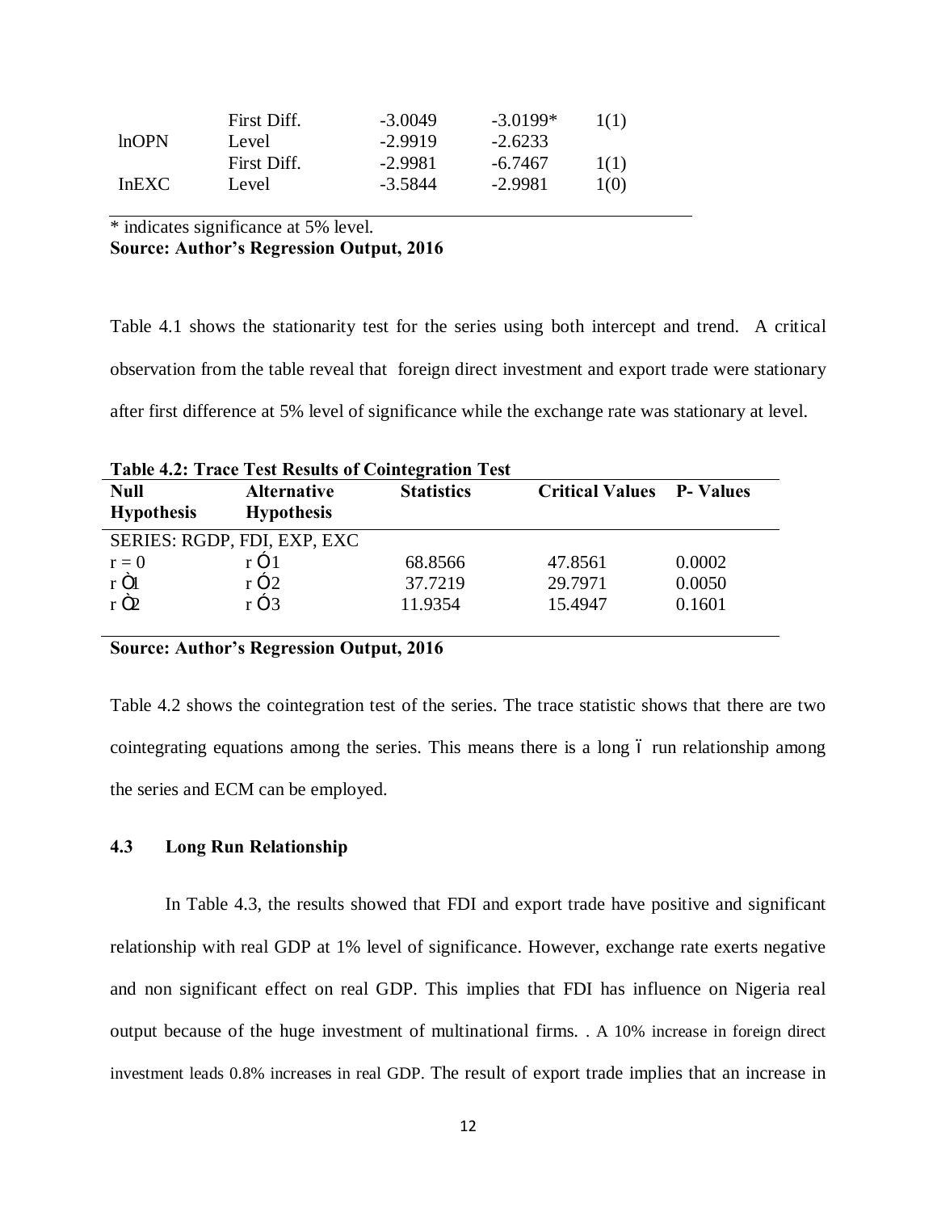|  |  |  |  |  |
|---|---|---|---|---|
|  | First Diff. | -3.0049 | -3.0199* | 1(1) |
| lnOPN | Level | -2.9919 | -2.6233 |  |
|  | First Diff. | -2.9981 | -6.7467 | 1(1) |
| InEXC | Level | -3.5844 | -2.9981 | 1(0) |

* indicates significance at 5% level.
**Source: Author's Regression Output, 2016**

Table 4.1 shows the stationarity test for the series using both intercept and trend. A critical observation from the table reveal that foreign direct investment and export trade were stationary after first difference at 5% level of significance while the exchange rate was stationary at level.

**Table 4.2: Trace Test Results of Cointegration Test**

| Null Hypothesis | Alternative Hypothesis | Statistics | Critical Values | P- Values |
|---|---|---|---|---|
| SERIES: RGDP, FDI, EXP, EXC | | | | |
| $r = 0$ | $r \geq 1$ | 68.8566 | 47.8561 | 0.0002 |
| $r \leq 1$ | $r \geq 2$ | 37.7219 | 29.7971 | 0.0050 |
| $r \leq 2$ | $r \geq 3$ | 11.9354 | 15.4947 | 0.1601 |

**Source: Author's Regression Output, 2016**

Table 4.2 shows the cointegration test of the series. The trace statistic shows that there are two cointegrating equations among the series. This means there is a long – run relationship among the series and ECM can be employed.

### 4.3 Long Run Relationship

In Table 4.3, the results showed that FDI and export trade have positive and significant relationship with real GDP at 1% level of significance. However, exchange rate exerts negative and non significant effect on real GDP. This implies that FDI has influence on Nigeria real output because of the huge investment of multinational firms. . A 10% increase in foreign direct investment leads 0.8% increases in real GDP. The result of export trade implies that an increase in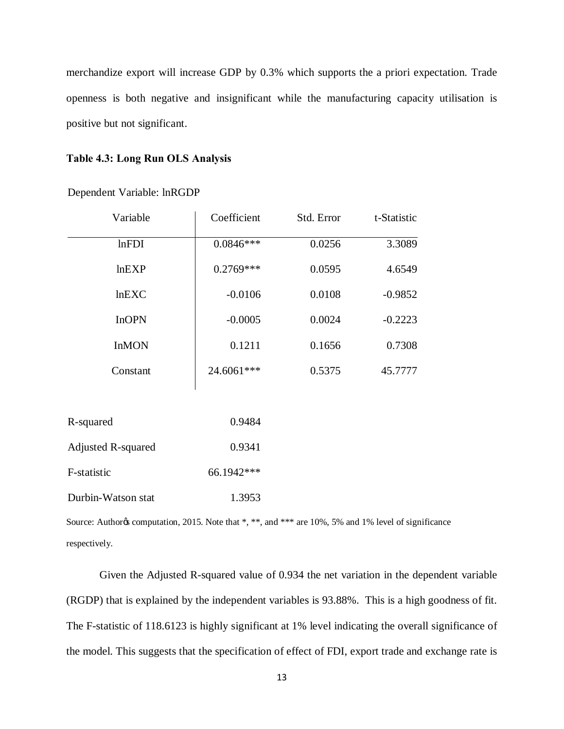merchandize export will increase GDP by 0.3% which supports the a priori expectation. Trade openness is both negative and insignificant while the manufacturing capacity utilisation is positive but not significant.

**Table 4.3: Long Run OLS Analysis**

Dependent Variable: lnRGDP

| Variable | Coefficient | Std. Error | t-Statistic |
|---|---|---|---|
| lnFDI | 0.0846*** | 0.0256 | 3.3089 |
| lnEXP | 0.2769*** | 0.0595 | 4.6549 |
| lnEXC | -0.0106 | 0.0108 | -0.9852 |
| InOPN | -0.0005 | 0.0024 | -0.2223 |
| InMON | 0.1211 | 0.1656 | 0.7308 |
| Constant | 24.6061*** | 0.5375 | 45.7777 |

| | |
|---|---|
| R-squared | 0.9484 |
| Adjusted R-squared | 0.9341 |
| F-statistic | 66.1942*** |
| Durbin-Watson stat | 1.3953 |

Source: Author's computation, 2015. Note that *, **, and *** are 10%, 5% and 1% level of significance respectively.

Given the Adjusted R-squared value of 0.934 the net variation in the dependent variable (RGDP) that is explained by the independent variables is 93.88%. This is a high goodness of fit. The F-statistic of 118.6123 is highly significant at 1% level indicating the overall significance of the model. This suggests that the specification of effect of FDI, export trade and exchange rate is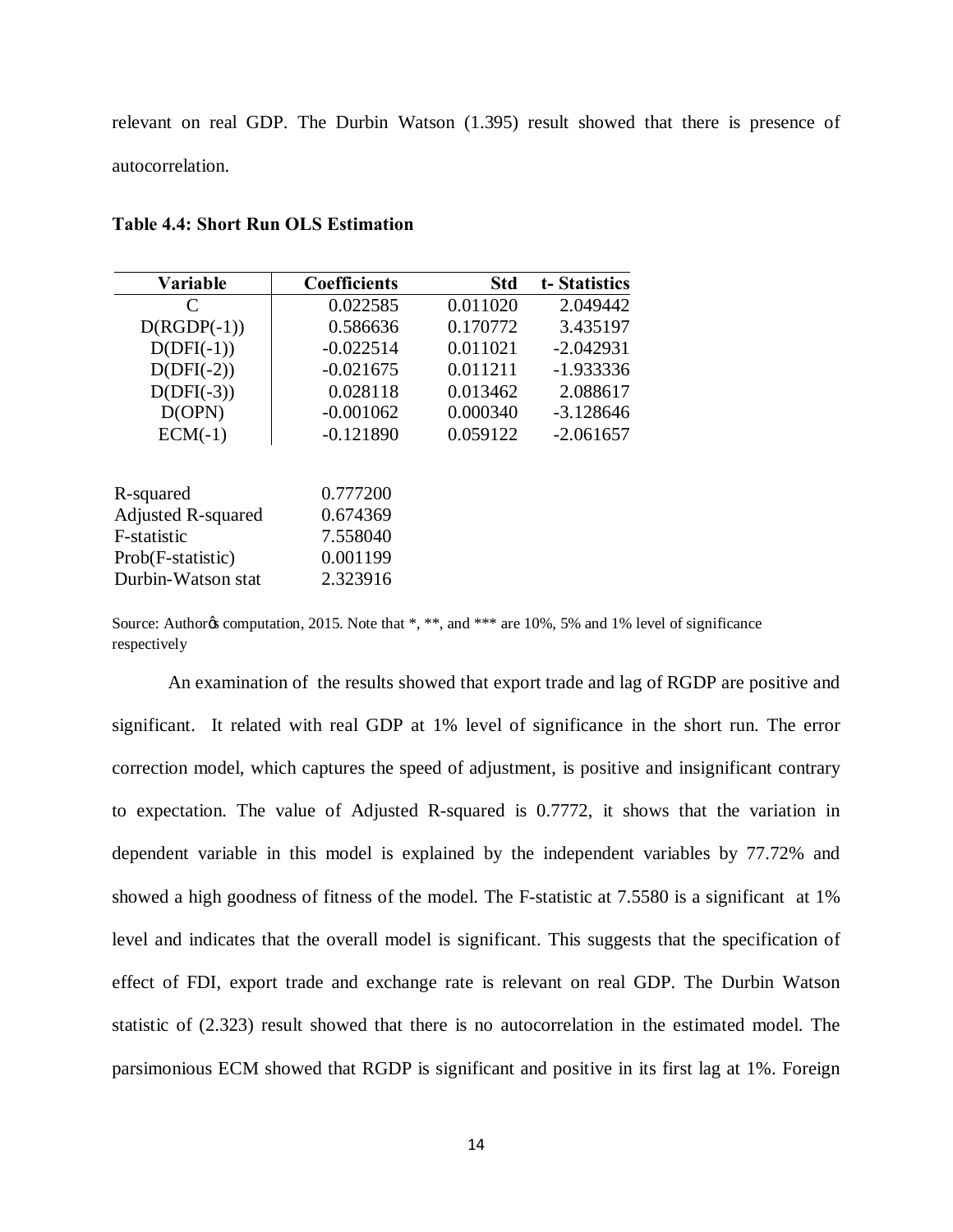relevant on real GDP. The Durbin Watson (1.395) result showed that there is presence of autocorrelation.

**Table 4.4: Short Run OLS Estimation**

| Variable | Coefficients | Std | t- Statistics |
|---|---|---|---|
| C | 0.022585 | 0.011020 | 2.049442 |
| D(RGDP(-1)) | 0.586636 | 0.170772 | 3.435197 |
| D(DFI(-1)) | -0.022514 | 0.011021 | -2.042931 |
| D(DFI(-2)) | -0.021675 | 0.011211 | -1.933336 |
| D(DFI(-3)) | 0.028118 | 0.013462 | 2.088617 |
| D(OPN) | -0.001062 | 0.000340 | -3.128646 |
| ECM(-1) | -0.121890 | 0.059122 | -2.061657 |

| | |
|---|---|
| R-squared | 0.777200 |
| Adjusted R-squared | 0.674369 |
| F-statistic | 7.558040 |
| Prob(F-statistic) | 0.001199 |
| Durbin-Watson stat | 2.323916 |

Source: Authorøs computation, 2015. Note that *, **, and *** are 10%, 5% and 1% level of significance respectively

An examination of the results showed that export trade and lag of RGDP are positive and significant. It related with real GDP at 1% level of significance in the short run. The error correction model, which captures the speed of adjustment, is positive and insignificant contrary to expectation. The value of Adjusted R-squared is 0.7772, it shows that the variation in dependent variable in this model is explained by the independent variables by 77.72% and showed a high goodness of fitness of the model. The F-statistic at 7.5580 is a significant at 1% level and indicates that the overall model is significant. This suggests that the specification of effect of FDI, export trade and exchange rate is relevant on real GDP. The Durbin Watson statistic of (2.323) result showed that there is no autocorrelation in the estimated model. The parsimonious ECM showed that RGDP is significant and positive in its first lag at 1%. Foreign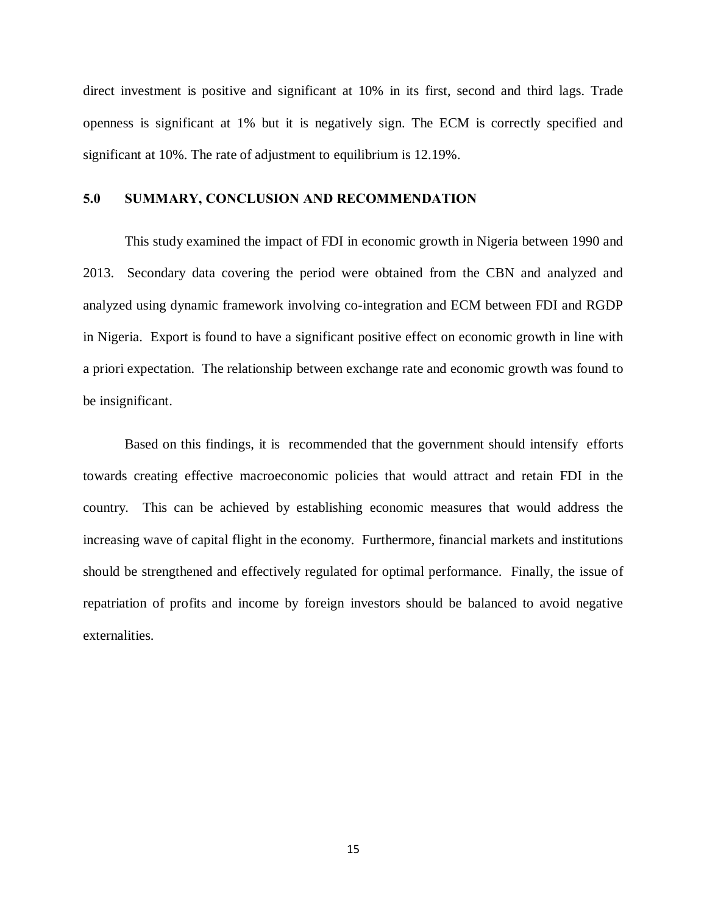direct investment is positive and significant at 10% in its first, second and third lags. Trade openness is significant at 1% but it is negatively sign. The ECM is correctly specified and significant at 10%. The rate of adjustment to equilibrium is 12.19%.

## 5.0 SUMMARY, CONCLUSION AND RECOMMENDATION

This study examined the impact of FDI in economic growth in Nigeria between 1990 and 2013. Secondary data covering the period were obtained from the CBN and analyzed and analyzed using dynamic framework involving co-integration and ECM between FDI and RGDP in Nigeria. Export is found to have a significant positive effect on economic growth in line with a priori expectation. The relationship between exchange rate and economic growth was found to be insignificant.

Based on this findings, it is recommended that the government should intensify efforts towards creating effective macroeconomic policies that would attract and retain FDI in the country. This can be achieved by establishing economic measures that would address the increasing wave of capital flight in the economy. Furthermore, financial markets and institutions should be strengthened and effectively regulated for optimal performance. Finally, the issue of repatriation of profits and income by foreign investors should be balanced to avoid negative externalities.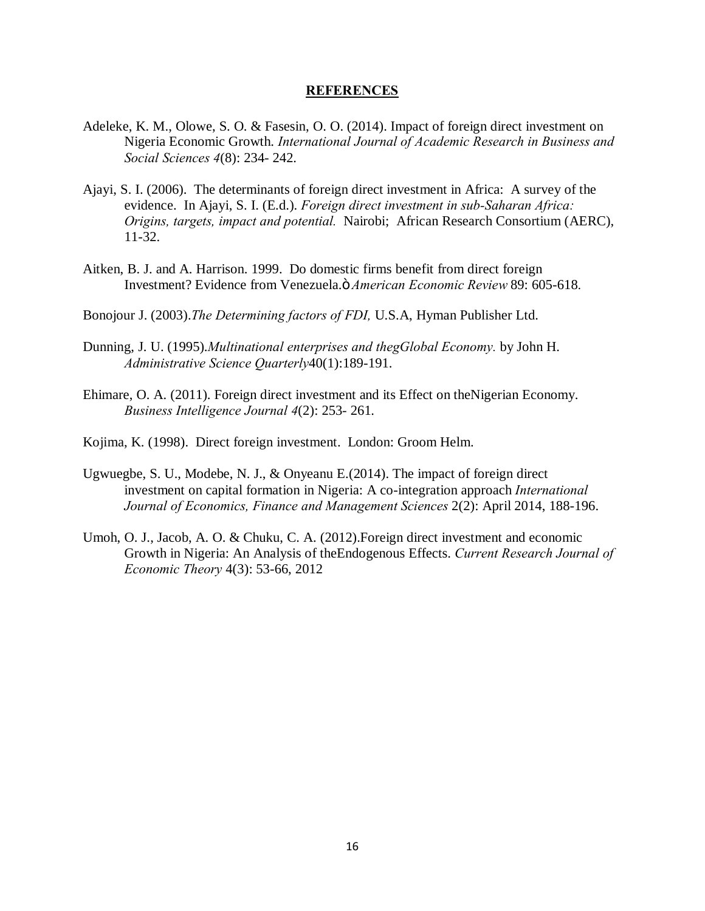# REFERENCES

Adeleke, K. M., Olowe, S. O. & Fasesin, O. O. (2014). Impact of foreign direct investment on Nigeria Economic Growth. *International Journal of Academic Research in Business and Social Sciences 4*(8): 234- 242.

Ajayi, S. I. (2006). The determinants of foreign direct investment in Africa: A survey of the evidence. In Ajayi, S. I. (E.d.). *Foreign direct investment in sub-Saharan Africa: Origins, targets, impact and potential.* Nairobi; African Research Consortium (AERC), 11-32.

Aitken, B. J. and A. Harrison. 1999. Do domestic firms benefit from direct foreign Investment? Evidence from Venezuela.ö *American Economic Review* 89: 605-618.

Bonojour J. (2003).*The Determining factors of FDI,* U.S.A, Hyman Publisher Ltd.

Dunning, J. U. (1995).*Multinational enterprises and thegGlobal Economy.* by John H. *Administrative Science Quarterly*40(1):189-191.

Ehimare, O. A. (2011). Foreign direct investment and its Effect on theNigerian Economy. *Business Intelligence Journal 4*(2): 253- 261.

Kojima, K. (1998). Direct foreign investment. London: Groom Helm.

Ugwuegbe, S. U., Modebe, N. J., & Onyeanu E.(2014). The impact of foreign direct investment on capital formation in Nigeria: A co-integration approach *International Journal of Economics, Finance and Management Sciences* 2(2): April 2014, 188-196.

Umoh, O. J., Jacob, A. O. & Chuku, C. A. (2012).Foreign direct investment and economic Growth in Nigeria: An Analysis of theEndogenous Effects. *Current Research Journal of Economic Theory* 4(3): 53-66, 2012